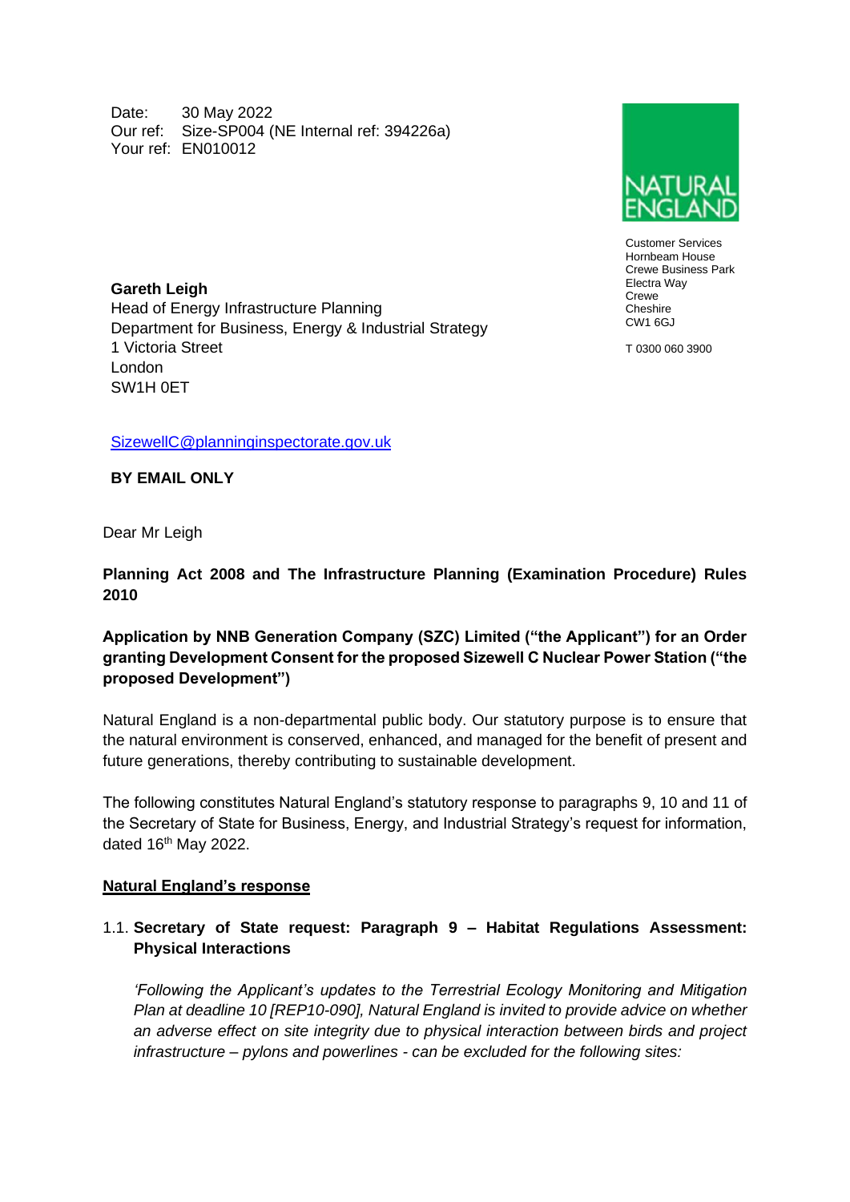Date: 30 May 2022
Our ref: Size-SP004 (NE Internal ref: 394226a)
Your ref: EN010012

NATURAL ENGLAND

Customer Services
Hornbeam House
Crewe Business Park
Electra Way
Crewe
Cheshire
CW1 6GJ

T 0300 060 3900

**Gareth Leigh**
Head of Energy Infrastructure Planning
Department for Business, Energy & Industrial Strategy
1 Victoria Street
London
SW1H 0ET

SizewellC@planninginspectorate.gov.uk

**BY EMAIL ONLY**

Dear Mr Leigh

**Planning Act 2008 and The Infrastructure Planning (Examination Procedure) Rules 2010**

**Application by NNB Generation Company (SZC) Limited ("the Applicant") for an Order granting Development Consent for the proposed Sizewell C Nuclear Power Station ("the proposed Development")**

Natural England is a non-departmental public body. Our statutory purpose is to ensure that the natural environment is conserved, enhanced, and managed for the benefit of present and future generations, thereby contributing to sustainable development.

The following constitutes Natural England's statutory response to paragraphs 9, 10 and 11 of the Secretary of State for Business, Energy, and Industrial Strategy's request for information, dated 16th May 2022.

<u>**Natural England's response**</u>

1.1. **Secretary of State request: Paragraph 9 – Habitat Regulations Assessment: Physical Interactions**

*'Following the Applicant's updates to the Terrestrial Ecology Monitoring and Mitigation Plan at deadline 10 [REP10-090], Natural England is invited to provide advice on whether an adverse effect on site integrity due to physical interaction between birds and project infrastructure – pylons and powerlines - can be excluded for the following sites:*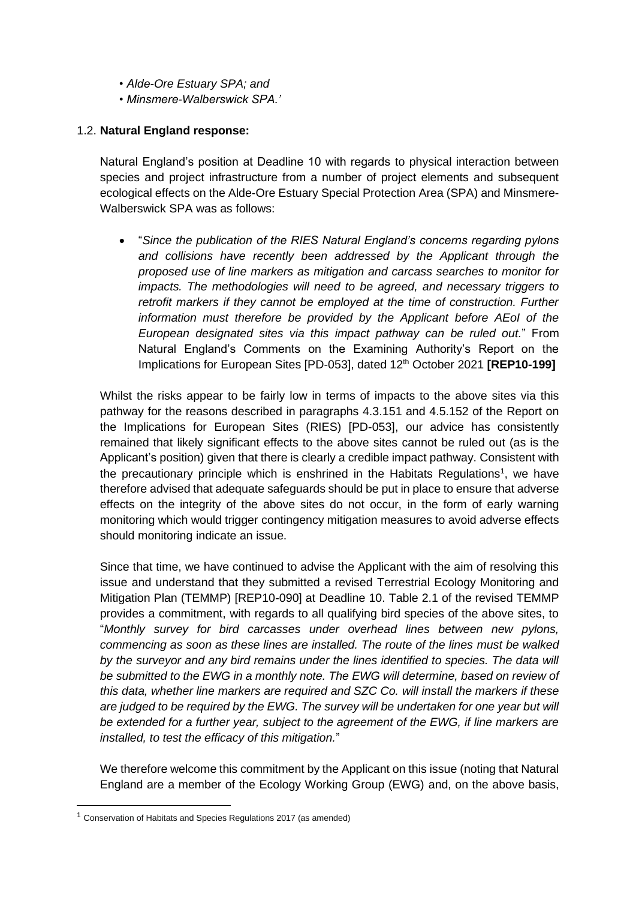- *Alde-Ore Estuary SPA; and*
- *Minsmere-Walberswick SPA.'*

1.2. **Natural England response:**

Natural England's position at Deadline 10 with regards to physical interaction between species and project infrastructure from a number of project elements and subsequent ecological effects on the Alde-Ore Estuary Special Protection Area (SPA) and Minsmere-Walberswick SPA was as follows:

- "*Since the publication of the RIES Natural England's concerns regarding pylons and collisions have recently been addressed by the Applicant through the proposed use of line markers as mitigation and carcass searches to monitor for impacts. The methodologies will need to be agreed, and necessary triggers to retrofit markers if they cannot be employed at the time of construction. Further information must therefore be provided by the Applicant before AEoI of the European designated sites via this impact pathway can be ruled out.*" From Natural England's Comments on the Examining Authority's Report on the Implications for European Sites [PD-053], dated 12th October 2021 **[REP10-199]**

Whilst the risks appear to be fairly low in terms of impacts to the above sites via this pathway for the reasons described in paragraphs 4.3.151 and 4.5.152 of the Report on the Implications for European Sites (RIES) [PD-053], our advice has consistently remained that likely significant effects to the above sites cannot be ruled out (as is the Applicant's position) given that there is clearly a credible impact pathway. Consistent with the precautionary principle which is enshrined in the Habitats Regulations[1], we have therefore advised that adequate safeguards should be put in place to ensure that adverse effects on the integrity of the above sites do not occur, in the form of early warning monitoring which would trigger contingency mitigation measures to avoid adverse effects should monitoring indicate an issue.

Since that time, we have continued to advise the Applicant with the aim of resolving this issue and understand that they submitted a revised Terrestrial Ecology Monitoring and Mitigation Plan (TEMMP) [REP10-090] at Deadline 10. Table 2.1 of the revised TEMMP provides a commitment, with regards to all qualifying bird species of the above sites, to "*Monthly survey for bird carcasses under overhead lines between new pylons, commencing as soon as these lines are installed. The route of the lines must be walked by the surveyor and any bird remains under the lines identified to species. The data will be submitted to the EWG in a monthly note. The EWG will determine, based on review of this data, whether line markers are required and SZC Co. will install the markers if these are judged to be required by the EWG. The survey will be undertaken for one year but will be extended for a further year, subject to the agreement of the EWG, if line markers are installed, to test the efficacy of this mitigation.*"

We therefore welcome this commitment by the Applicant on this issue (noting that Natural England are a member of the Ecology Working Group (EWG) and, on the above basis,

[1] Conservation of Habitats and Species Regulations 2017 (as amended)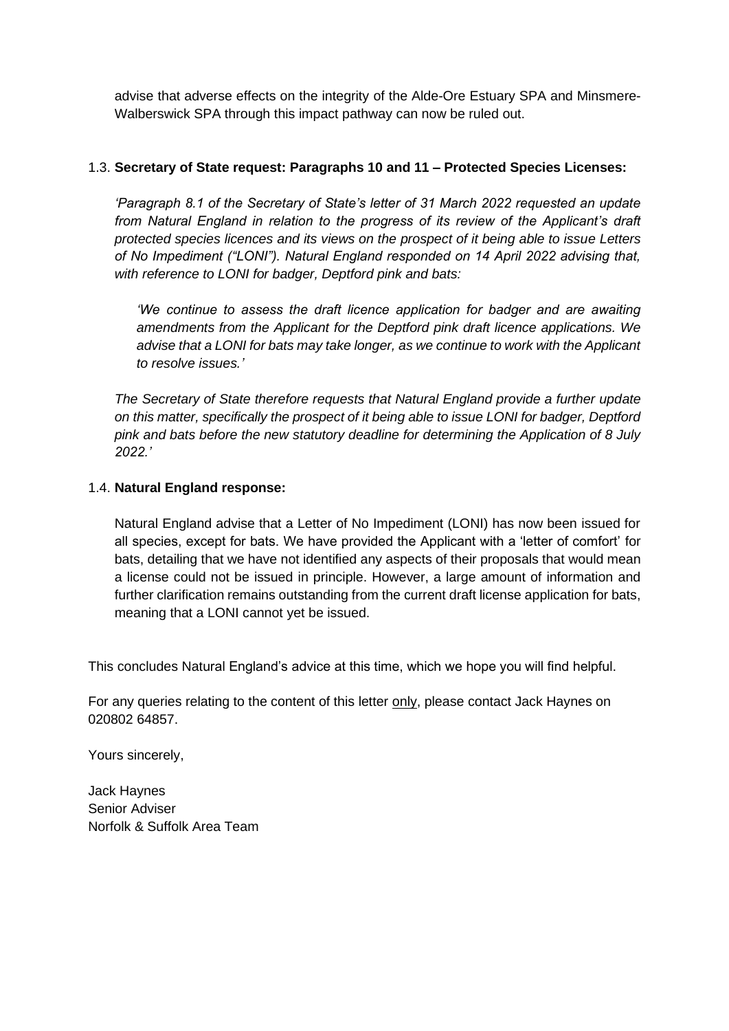advise that adverse effects on the integrity of the Alde-Ore Estuary SPA and Minsmere-Walberswick SPA through this impact pathway can now be ruled out.

1.3. **Secretary of State request: Paragraphs 10 and 11 – Protected Species Licenses:**

*'Paragraph 8.1 of the Secretary of State's letter of 31 March 2022 requested an update from Natural England in relation to the progress of its review of the Applicant's draft protected species licences and its views on the prospect of it being able to issue Letters of No Impediment ("LONI"). Natural England responded on 14 April 2022 advising that, with reference to LONI for badger, Deptford pink and bats:*

> *'We continue to assess the draft licence application for badger and are awaiting amendments from the Applicant for the Deptford pink draft licence applications. We advise that a LONI for bats may take longer, as we continue to work with the Applicant to resolve issues.'*

*The Secretary of State therefore requests that Natural England provide a further update on this matter, specifically the prospect of it being able to issue LONI for badger, Deptford pink and bats before the new statutory deadline for determining the Application of 8 July 2022.'*

1.4. **Natural England response:**

Natural England advise that a Letter of No Impediment (LONI) has now been issued for all species, except for bats. We have provided the Applicant with a 'letter of comfort' for bats, detailing that we have not identified any aspects of their proposals that would mean a license could not be issued in principle. However, a large amount of information and further clarification remains outstanding from the current draft license application for bats, meaning that a LONI cannot yet be issued.

This concludes Natural England's advice at this time, which we hope you will find helpful.

For any queries relating to the content of this letter only, please contact Jack Haynes on 020802 64857.

Yours sincerely,

Jack Haynes
Senior Adviser
Norfolk & Suffolk Area Team